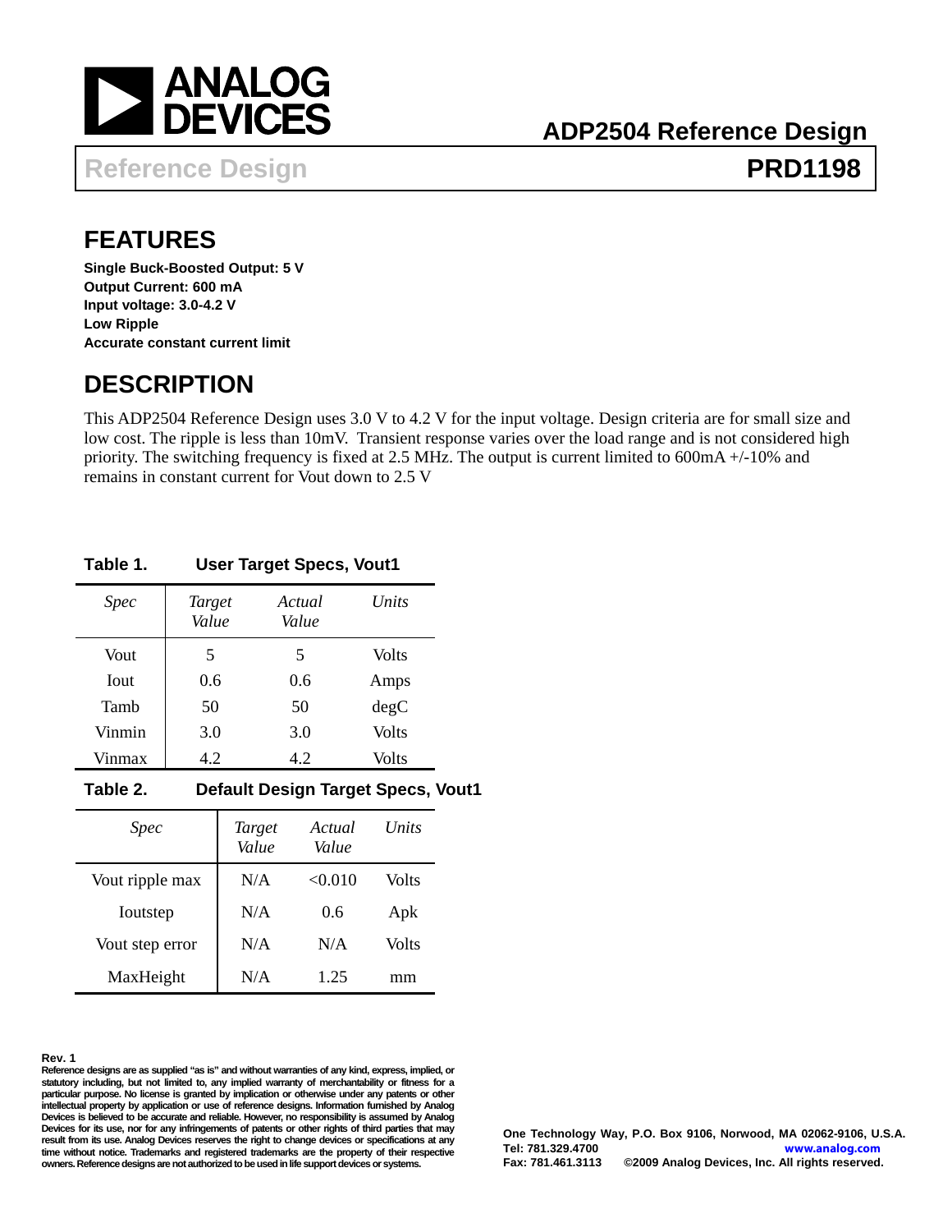ANALOG DEVICES

# ADP2504 Reference Design

**Reference Design** **PRD1198**

## FEATURES

**Single Buck-Boosted Output: 5 V**
**Output Current: 600 mA**
**Input voltage: 3.0-4.2 V**
**Low Ripple**
**Accurate constant current limit**

## DESCRIPTION

This ADP2504 Reference Design uses 3.0 V to 4.2 V for the input voltage. Design criteria are for small size and low cost. The ripple is less than 10mV. Transient response varies over the load range and is not considered high priority. The switching frequency is fixed at 2.5 MHz. The output is current limited to 600mA +/-10% and remains in constant current for Vout down to 2.5 V

**Table 1. User Target Specs, Vout1**

| *Spec* | *Target Value* | *Actual Value* | *Units* |
|---|---|---|---|
| Vout | 5 | 5 | Volts |
| Iout | 0.6 | 0.6 | Amps |
| Tamb | 50 | 50 | degC |
| Vinmin | 3.0 | 3.0 | Volts |
| Vinmax | 4.2 | 4.2 | Volts |

**Table 2. Default Design Target Specs, Vout1**

| *Spec* | *Target Value* | *Actual Value* | *Units* |
|---|---|---|---|
| Vout ripple max | N/A | <0.010 | Volts |
| Ioutstep | N/A | 0.6 | Apk |
| Vout step error | N/A | N/A | Volts |
| MaxHeight | N/A | 1.25 | mm |

**Rev. 1**
**Reference designs are as supplied "as is" and without warranties of any kind, express, implied, or statutory including, but not limited to, any implied warranty of merchantability or fitness for a particular purpose. No license is granted by implication or otherwise under any patents or other intellectual property by application or use of reference designs. Information furnished by Analog Devices is believed to be accurate and reliable. However, no responsibility is assumed by Analog Devices for its use, nor for any infringements of patents or other rights of third parties that may result from its use. Analog Devices reserves the right to change devices or specifications at any time without notice. Trademarks and registered trademarks are the property of their respective owners. Reference designs are not authorized to be used in life support devices or systems.**

**One Technology Way, P.O. Box 9106, Norwood, MA 02062-9106, U.S.A.**
**Tel: 781.329.4700** **www.analog.com**
**Fax: 781.461.3113** **©2009 Analog Devices, Inc. All rights reserved.**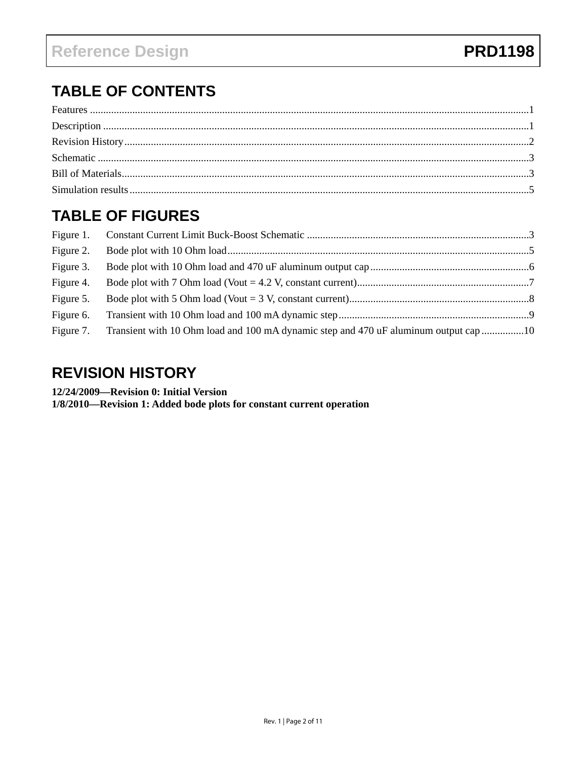## TABLE OF CONTENTS

Features ....................................................................................................................................................1
Description ................................................................................................................................................1
Revision History........................................................................................................................................2
Schematic ..................................................................................................................................................3
Bill of Materials.........................................................................................................................................3
Simulation results......................................................................................................................................5

## TABLE OF FIGURES

Figure 1. Constant Current Limit Buck-Boost Schematic ...................................................................................3
Figure 2. Bode plot with 10 Ohm load.................................................................................................................5
Figure 3. Bode plot with 10 Ohm load and 470 uF aluminum output cap............................................................6
Figure 4. Bode plot with 7 Ohm load (Vout = 4.2 V, constant current).................................................................7
Figure 5. Bode plot with 5 Ohm load (Vout = 3 V, constant current)....................................................................8
Figure 6. Transient with 10 Ohm load and 100 mA dynamic step........................................................................9
Figure 7. Transient with 10 Ohm load and 100 mA dynamic step and 470 uF aluminum output cap ................10

## REVISION HISTORY

**12/24/2009—Revision 0: Initial Version**
**1/8/2010—Revision 1: Added bode plots for constant current operation**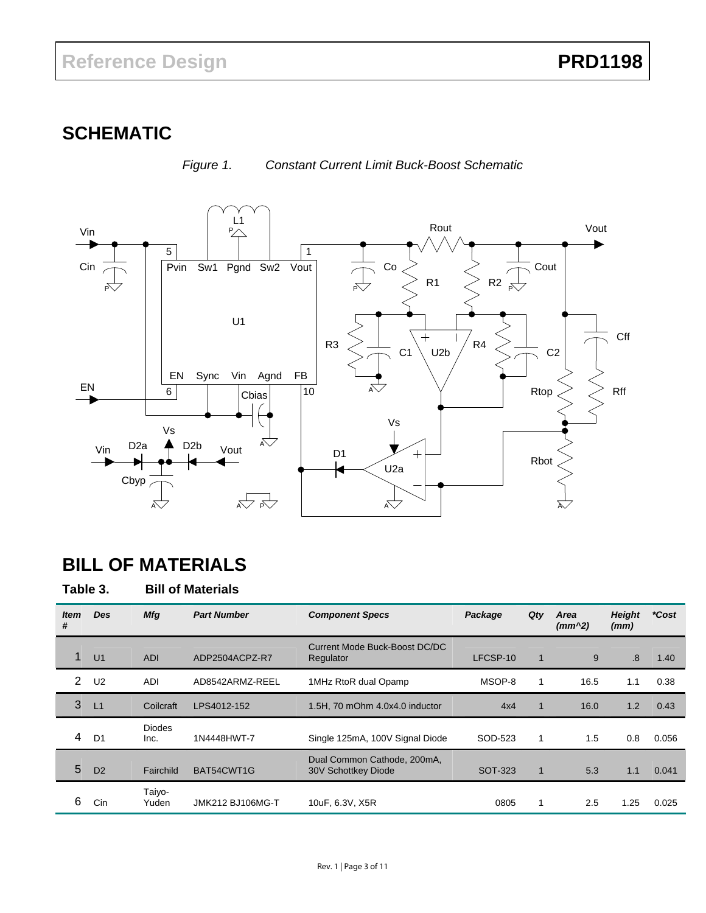## SCHEMATIC

*Figure 1. Constant Current Limit Buck-Boost Schematic*

## BILL OF MATERIALS

**Table 3. Bill of Materials**

| *Item #* | *Des* | *Mfg* | *Part Number* | *Component Specs* | *Package* | *Qty* | *Area (mm^2)* | *Height (mm)* | *\*Cost* |
|---|---|---|---|---|---|---|---|---|---|
| 1 | U1 | ADI | ADP2504ACPZ-R7 | Current Mode Buck-Boost DC/DC Regulator | LFCSP-10 | 1 | 9 | .8 | 1.40 |
| 2 | U2 | ADI | AD8542ARMZ-REEL | 1MHz RtoR dual Opamp | MSOP-8 | 1 | 16.5 | 1.1 | 0.38 |
| 3 | L1 | Coilcraft | LPS4012-152 | 1.5H, 70 mOhm 4.0x4.0 inductor | 4x4 | 1 | 16.0 | 1.2 | 0.43 |
| 4 | D1 | Diodes Inc. | 1N4448HWT-7 | Single 125mA, 100V Signal Diode | SOD-523 | 1 | 1.5 | 0.8 | 0.056 |
| 5 | D2 | Fairchild | BAT54CWT1G | Dual Common Cathode, 200mA, 30V Schottkey Diode | SOT-323 | 1 | 5.3 | 1.1 | 0.041 |
| 6 | Cin | Taiyo-Yuden | JMK212 BJ106MG-T | 10uF, 6.3V, X5R | 0805 | 1 | 2.5 | 1.25 | 0.025 |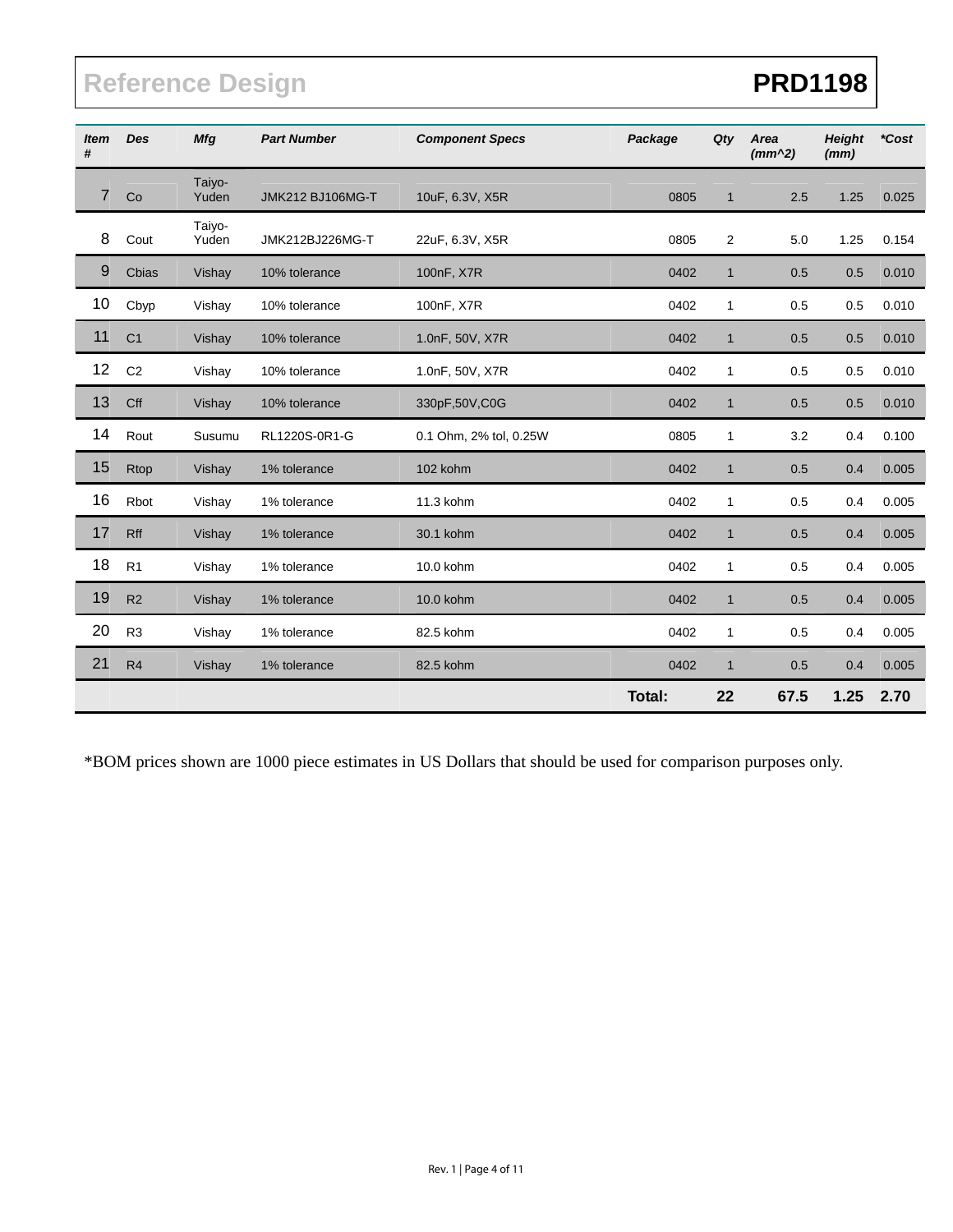| Item # | Des | Mfg | Part Number | Component Specs | Package | Qty | Area (mm^2) | Height (mm) | *Cost |
|---|---|---|---|---|---|---|---|---|---|
| 7 | Co | Taiyo-Yuden | JMK212 BJ106MG-T | 10uF, 6.3V, X5R | 0805 | 1 | 2.5 | 1.25 | 0.025 |
| 8 | Cout | Taiyo-Yuden | JMK212BJ226MG-T | 22uF, 6.3V, X5R | 0805 | 2 | 5.0 | 1.25 | 0.154 |
| 9 | Cbias | Vishay | 10% tolerance | 100nF, X7R | 0402 | 1 | 0.5 | 0.5 | 0.010 |
| 10 | Cbyp | Vishay | 10% tolerance | 100nF, X7R | 0402 | 1 | 0.5 | 0.5 | 0.010 |
| 11 | C1 | Vishay | 10% tolerance | 1.0nF, 50V, X7R | 0402 | 1 | 0.5 | 0.5 | 0.010 |
| 12 | C2 | Vishay | 10% tolerance | 1.0nF, 50V, X7R | 0402 | 1 | 0.5 | 0.5 | 0.010 |
| 13 | Cff | Vishay | 10% tolerance | 330pF,50V,C0G | 0402 | 1 | 0.5 | 0.5 | 0.010 |
| 14 | Rout | Susumu | RL1220S-0R1-G | 0.1 Ohm, 2% tol, 0.25W | 0805 | 1 | 3.2 | 0.4 | 0.100 |
| 15 | Rtop | Vishay | 1% tolerance | 102 kohm | 0402 | 1 | 0.5 | 0.4 | 0.005 |
| 16 | Rbot | Vishay | 1% tolerance | 11.3 kohm | 0402 | 1 | 0.5 | 0.4 | 0.005 |
| 17 | Rff | Vishay | 1% tolerance | 30.1 kohm | 0402 | 1 | 0.5 | 0.4 | 0.005 |
| 18 | R1 | Vishay | 1% tolerance | 10.0 kohm | 0402 | 1 | 0.5 | 0.4 | 0.005 |
| 19 | R2 | Vishay | 1% tolerance | 10.0 kohm | 0402 | 1 | 0.5 | 0.4 | 0.005 |
| 20 | R3 | Vishay | 1% tolerance | 82.5 kohm | 0402 | 1 | 0.5 | 0.4 | 0.005 |
| 21 | R4 | Vishay | 1% tolerance | 82.5 kohm | 0402 | 1 | 0.5 | 0.4 | 0.005 |
| | | | | | **Total:** | **22** | **67.5** | **1.25** | **2.70** |

*BOM prices shown are 1000 piece estimates in US Dollars that should be used for comparison purposes only.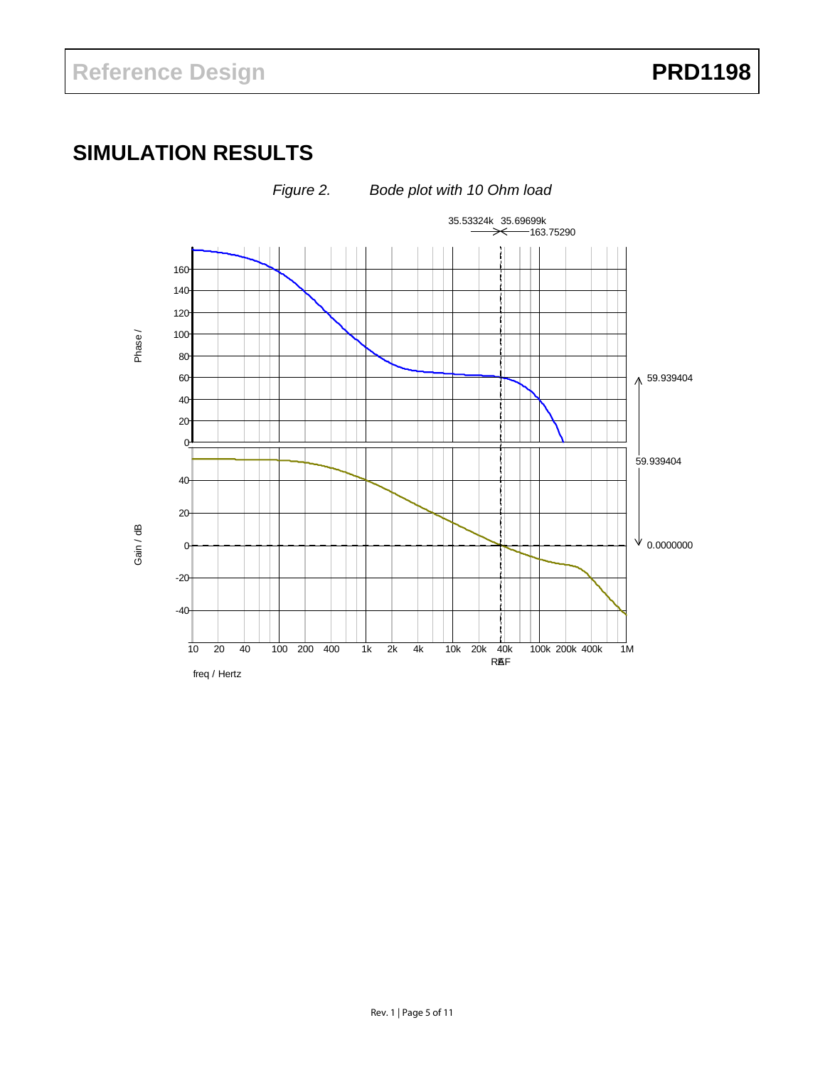## SIMULATION RESULTS

*Figure 2. Bode plot with 10 Ohm load*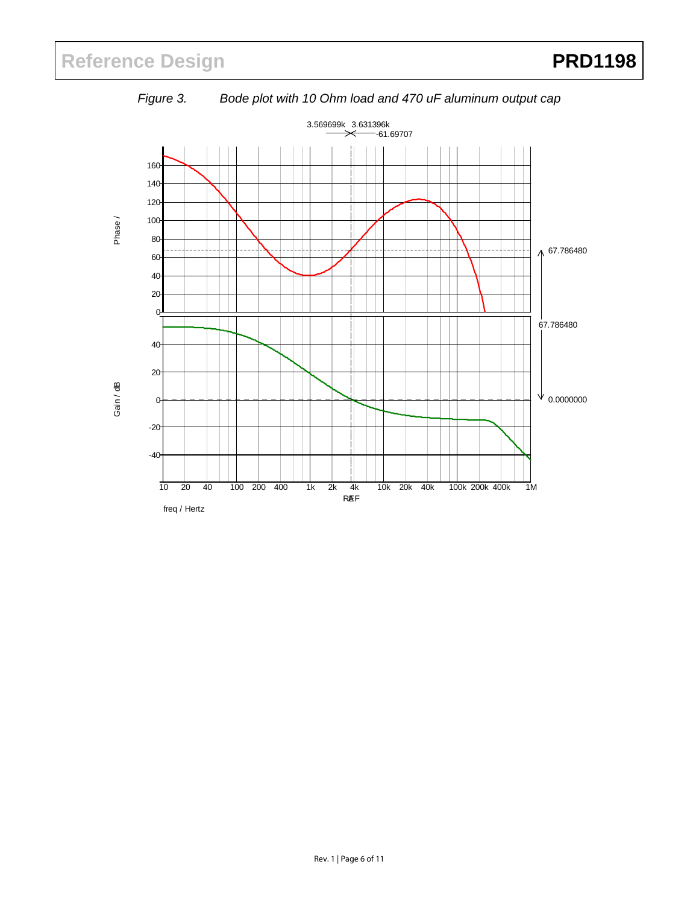*Figure 3. Bode plot with 10 Ohm load and 470 uF aluminum output cap*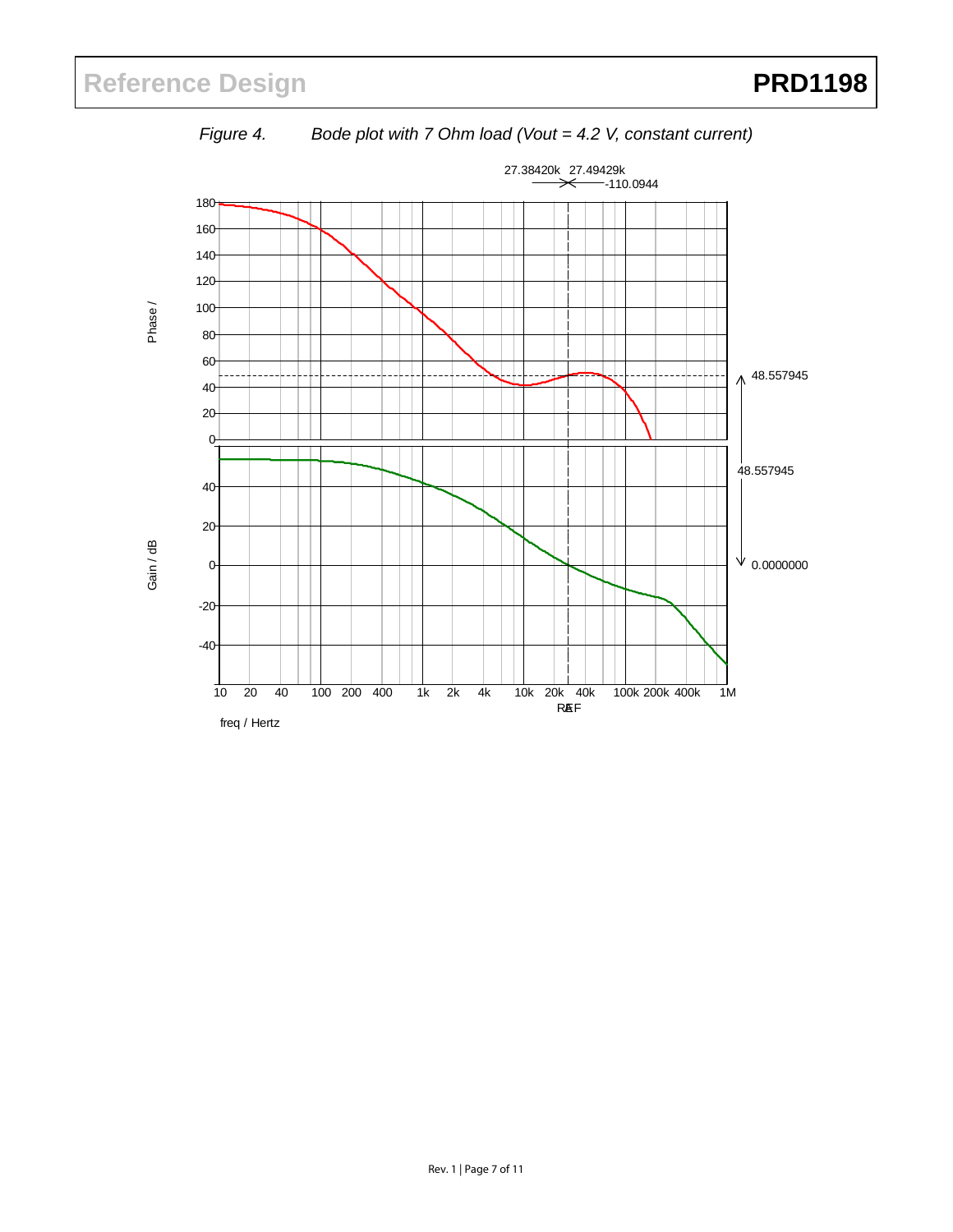*Figure 4. Bode plot with 7 Ohm load (Vout = 4.2 V, constant current)*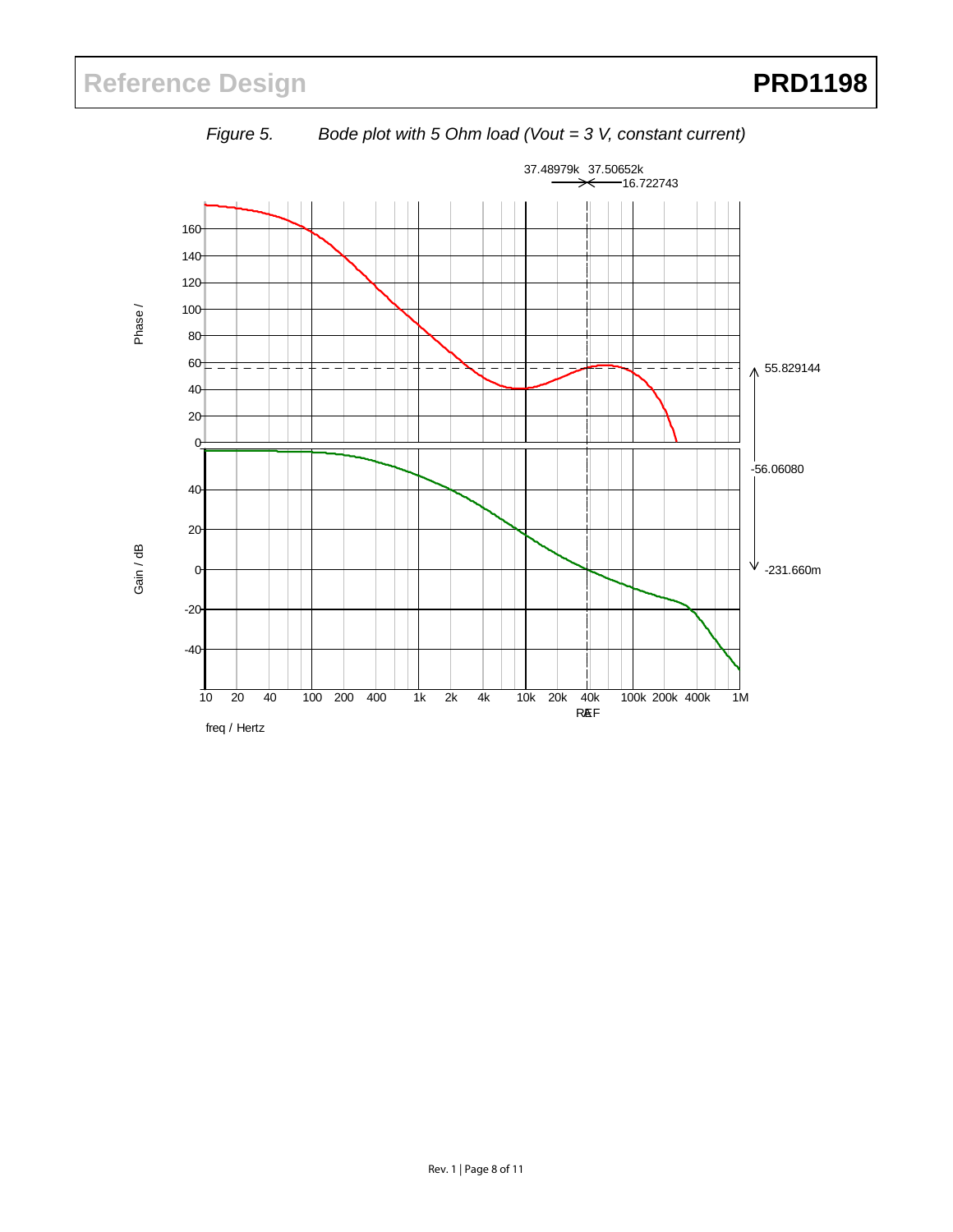*Figure 5. Bode plot with 5 Ohm load (Vout = 3 V, constant current)*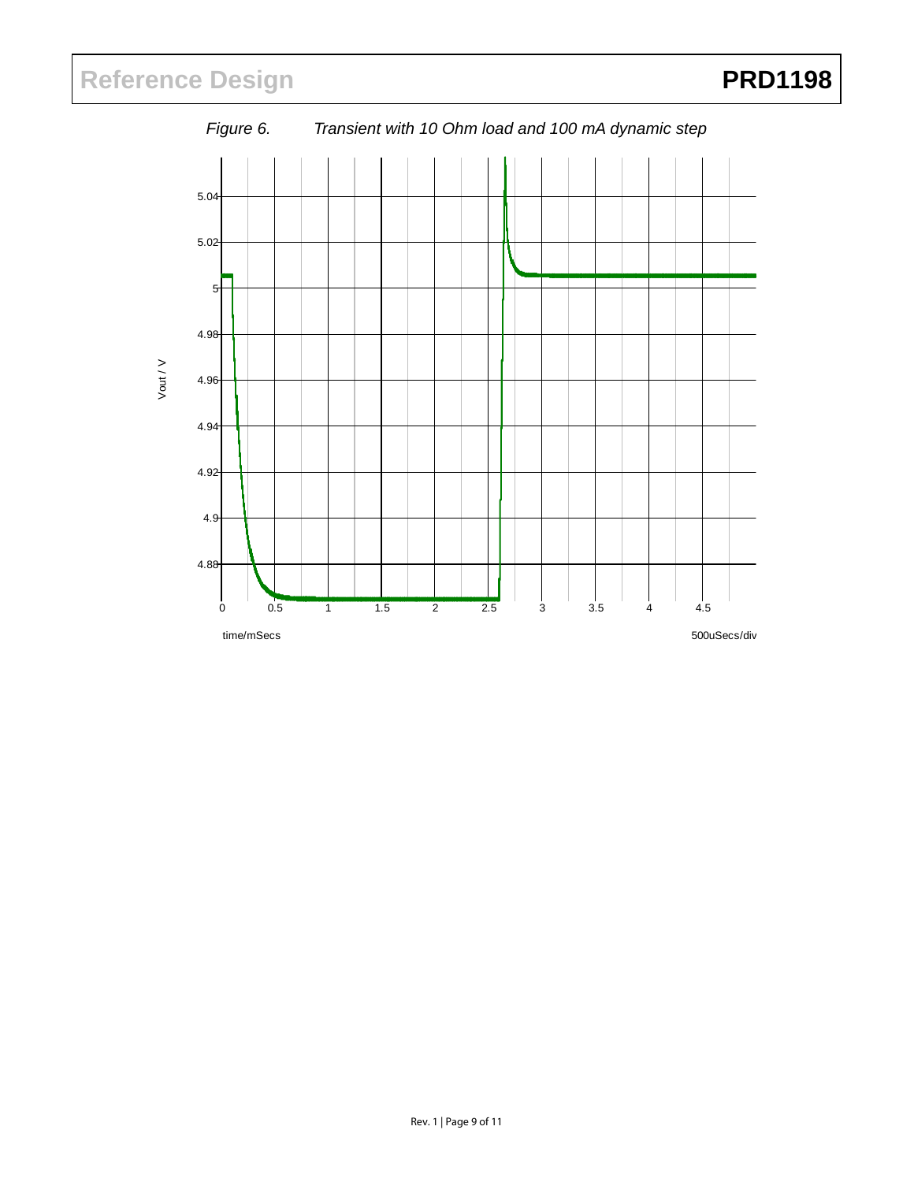*Figure 6. Transient with 10 Ohm load and 100 mA dynamic step*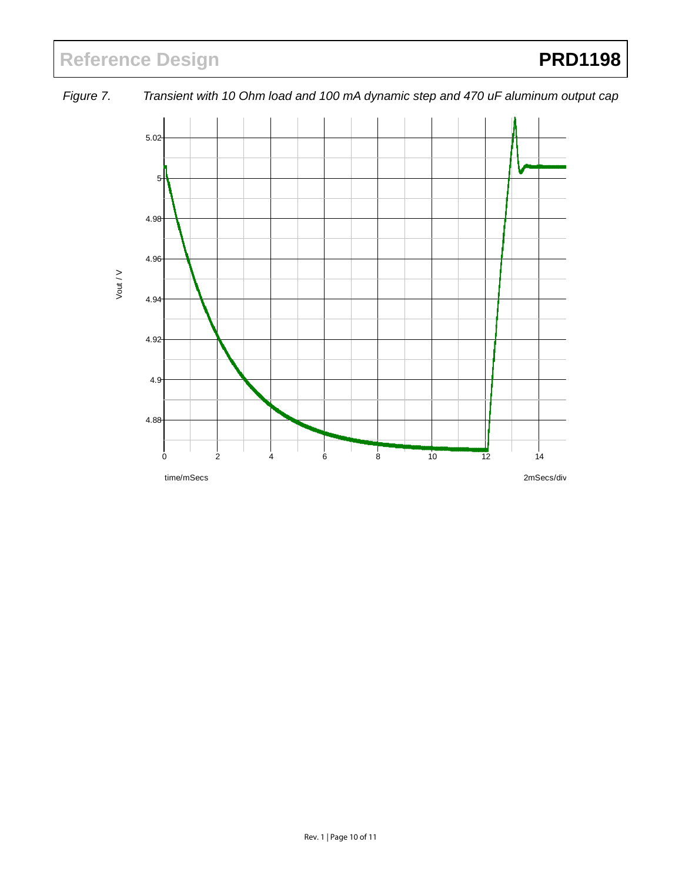*Figure 7. Transient with 10 Ohm load and 100 mA dynamic step and 470 uF aluminum output cap*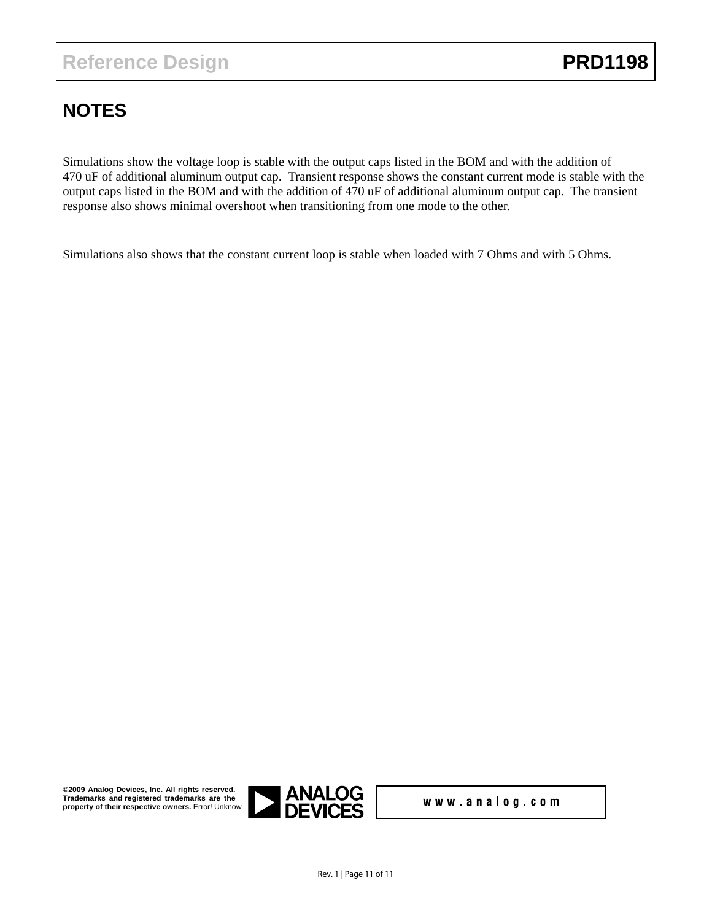## NOTES

Simulations show the voltage loop is stable with the output caps listed in the BOM and with the addition of 470 uF of additional aluminum output cap. Transient response shows the constant current mode is stable with the output caps listed in the BOM and with the addition of 470 uF of additional aluminum output cap. The transient response also shows minimal overshoot when transitioning from one mode to the other.

Simulations also shows that the constant current loop is stable when loaded with 7 Ohms and with 5 Ohms.

**©2009 Analog Devices, Inc. All rights reserved. Trademarks and registered trademarks are the property of their respective owners.** Error! Unknow

ANALOG DEVICES

www.analog.com